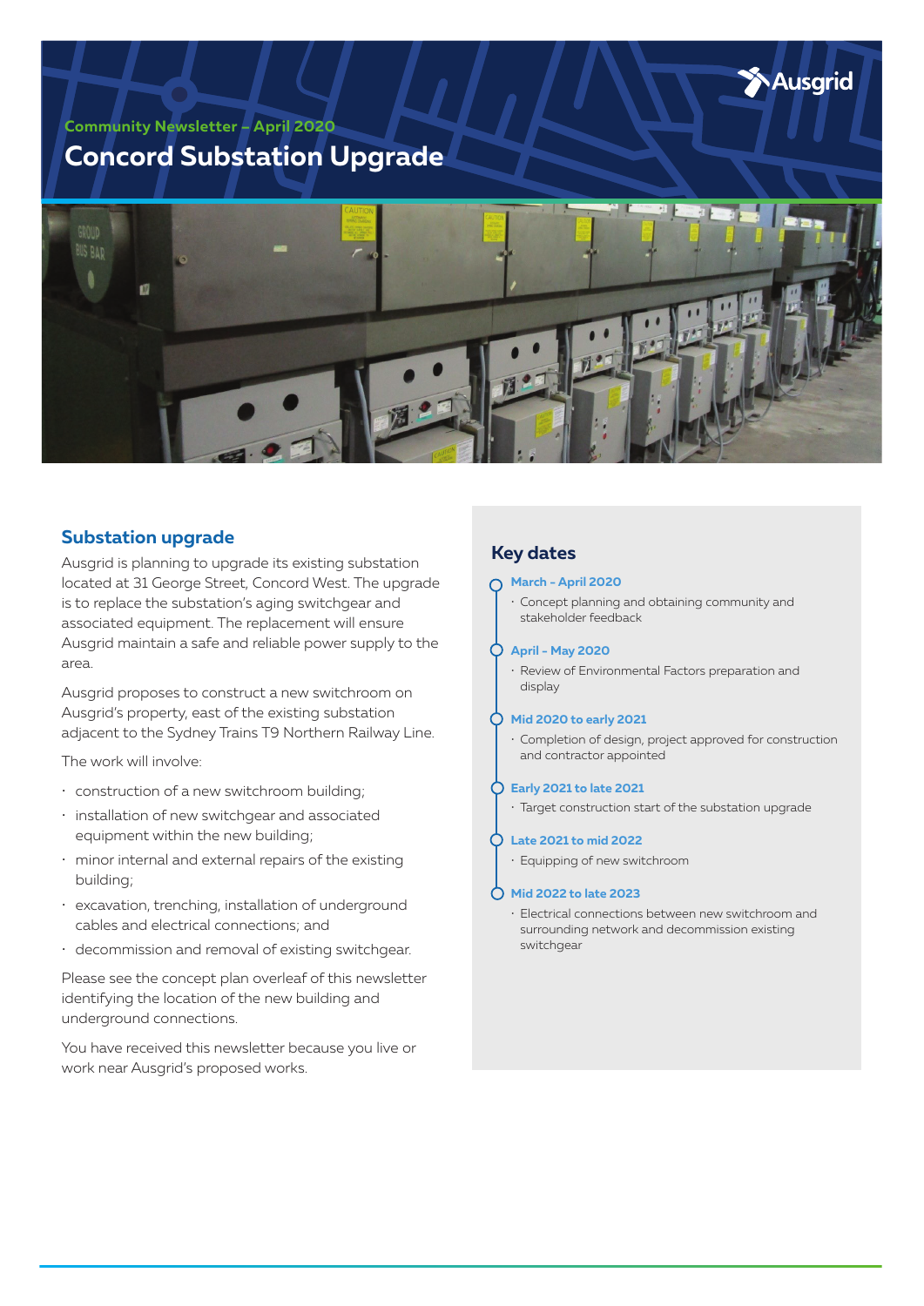Community Newsletter – April 2020

# Concord Substation Upgrade

## Substation upgrade

Ausgrid is planning to upgrade its existing substation located at 31 George Street, Concord West. The upgrade is to replace the substation's aging switchgear and associated equipment. The replacement will ensure Ausgrid maintain a safe and reliable power supply to the area.

Ausgrid proposes to construct a new switchroom on Ausgrid's property, east of the existing substation adjacent to the Sydney Trains T9 Northern Railway Line.

The work will involve:

- construction of a new switchroom building;
- installation of new switchgear and associated equipment within the new building;
- minor internal and external repairs of the existing building;
- excavation, trenching, installation of underground cables and electrical connections; and
- decommission and removal of existing switchgear.

Please see the concept plan overleaf of this newsletter identifying the location of the new building and underground connections.

You have received this newsletter because you live or work near Ausgrid's proposed works.

## Key dates

**March – April 2020**
- Concept planning and obtaining community and stakeholder feedback

**April – May 2020**
- Review of Environmental Factors preparation and display

**Mid 2020 to early 2021**
- Completion of design, project approved for construction and contractor appointed

**Early 2021 to late 2021**
- Target construction start of the substation upgrade

**Late 2021 to mid 2022**
- Equipping of new switchroom

**Mid 2022 to late 2023**
- Electrical connections between new switchroom and surrounding network and decommission existing switchgear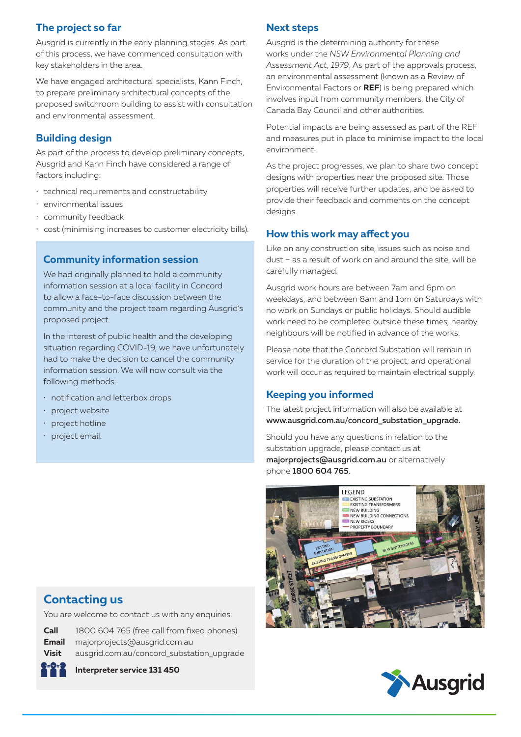## The project so far

Ausgrid is currently in the early planning stages. As part of this process, we have commenced consultation with key stakeholders in the area.

We have engaged architectural specialists, Kann Finch, to prepare preliminary architectural concepts of the proposed switchroom building to assist with consultation and environmental assessment.

## Building design

As part of the process to develop preliminary concepts, Ausgrid and Kann Finch have considered a range of factors including:

- technical requirements and constructability
- environmental issues
- community feedback
- cost (minimising increases to customer electricity bills).

### Community information session

We had originally planned to hold a community information session at a local facility in Concord to allow a face-to-face discussion between the community and the project team regarding Ausgrid's proposed project.

In the interest of public health and the developing situation regarding COVID-19, we have unfortunately had to make the decision to cancel the community information session. We will now consult via the following methods:

- notification and letterbox drops
- project website
- project hotline
- project email.

## Next steps

Ausgrid is the determining authority for these works under the *NSW Environmental Planning and Assessment Act, 1979*. As part of the approvals process, an environmental assessment (known as a Review of Environmental Factors or **REF**) is being prepared which involves input from community members, the City of Canada Bay Council and other authorities.

Potential impacts are being assessed as part of the REF and measures put in place to minimise impact to the local environment.

As the project progresses, we plan to share two concept designs with properties near the proposed site. Those properties will receive further updates, and be asked to provide their feedback and comments on the concept designs.

## How this work may affect you

Like on any construction site, issues such as noise and dust – as a result of work on and around the site, will be carefully managed.

Ausgrid work hours are between 7am and 6pm on weekdays, and between 8am and 1pm on Saturdays with no work on Sundays or public holidays. Should audible work need to be completed outside these times, nearby neighbours will be notified in advance of the works.

Please note that the Concord Substation will remain in service for the duration of the project, and operational work will occur as required to maintain electrical supply.

## Keeping you informed

The latest project information will also be available at **www.ausgrid.com.au/concord_substation_upgrade.**

Should you have any questions in relation to the substation upgrade, please contact us at **majorprojects@ausgrid.com.au** or alternatively phone **1800 604 765**.

LEGEND
EXISTING SUBSTATION
EXISTING TRANSFORMERS
NEW BUILDING
NEW BUILDING CONNECTIONS
NEW KIOSKS
PROPERTY BOUNDARY

EXISTING SUBSTATION
EXISTING TRANSFORMERS
NEW SWITCHROOM
GEORGE STREET
RAILWAY LINE

## Contacting us

You are welcome to contact us with any enquiries:

**Call** 1800 604 765 (free call from fixed phones)
**Email** majorprojects@ausgrid.com.au
**Visit** ausgrid.com.au/concord_substation_upgrade

**Interpreter service 131 450**

Ausgrid